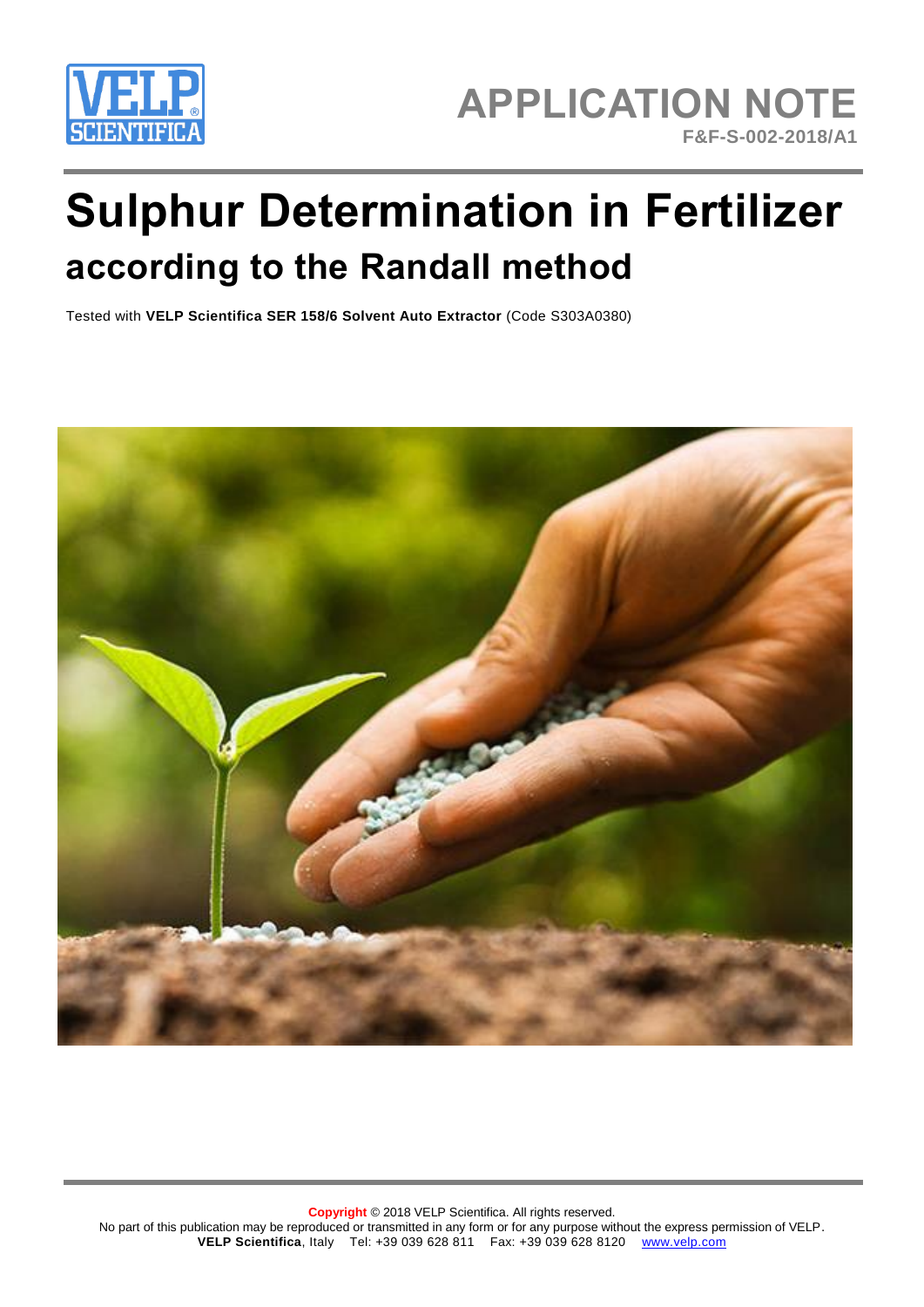APPLICATION NOTE

F&F-S-002-2018/A1

# Sulphur Determination in Fertilizer

## according to the Randall method

Tested with **VELP Scientifica SER 158/6 Solvent Auto Extractor** (Code S303A0380)

**Copyright** © 2018 VELP Scientifica. All rights reserved.
No part of this publication may be reproduced or transmitted in any form or for any purpose without the express permission of VELP.
**VELP Scientifica**, Italy Tel: +39 039 628 811 Fax: +39 039 628 8120 www.velp.com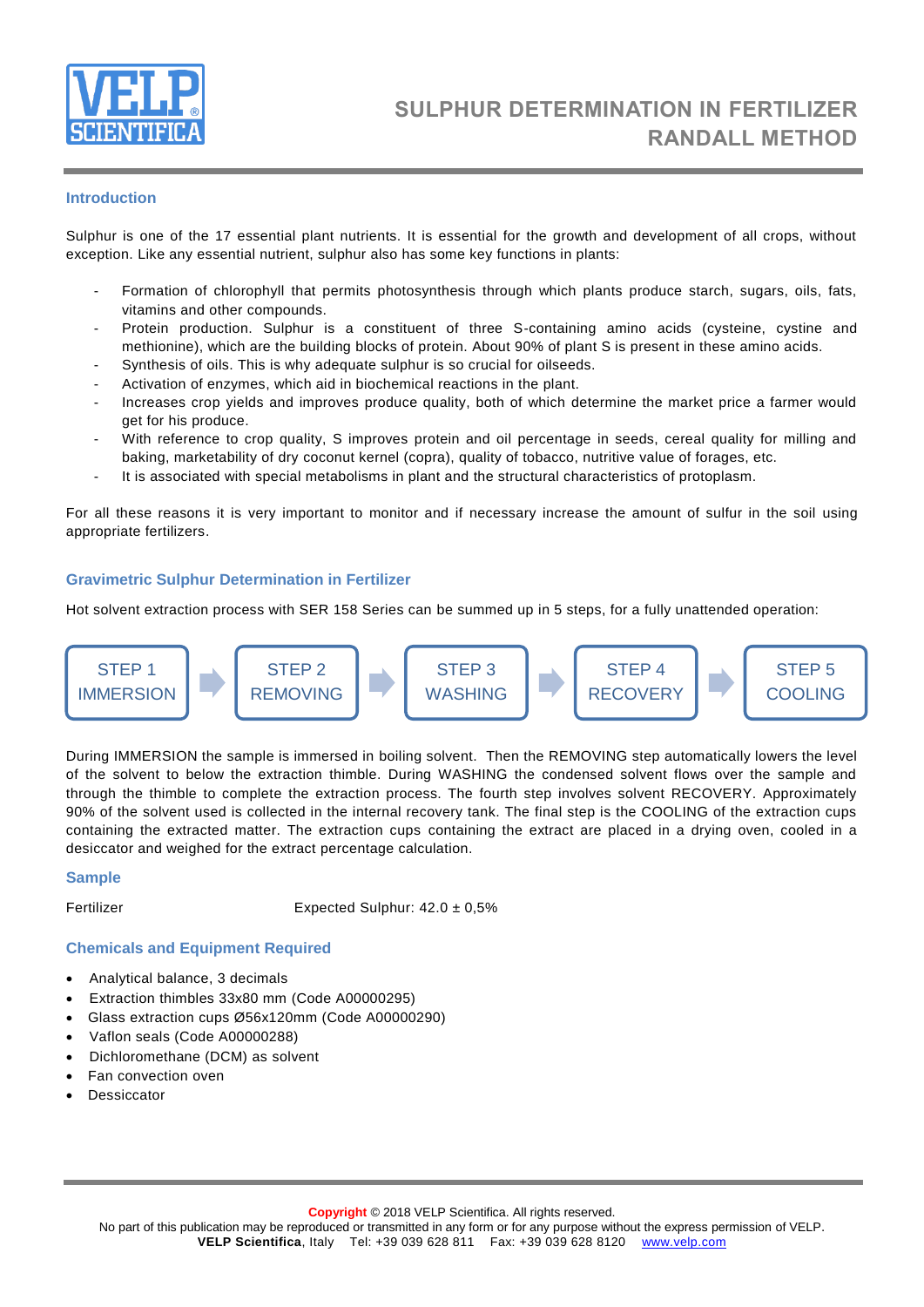# SULPHUR DETERMINATION IN FERTILIZER RANDALL METHOD

## Introduction

Sulphur is one of the 17 essential plant nutrients. It is essential for the growth and development of all crops, without exception. Like any essential nutrient, sulphur also has some key functions in plants:

- Formation of chlorophyll that permits photosynthesis through which plants produce starch, sugars, oils, fats, vitamins and other compounds.
- Protein production. Sulphur is a constituent of three S-containing amino acids (cysteine, cystine and methionine), which are the building blocks of protein. About 90% of plant S is present in these amino acids.
- Synthesis of oils. This is why adequate sulphur is so crucial for oilseeds.
- Activation of enzymes, which aid in biochemical reactions in the plant.
- Increases crop yields and improves produce quality, both of which determine the market price a farmer would get for his produce.
- With reference to crop quality, S improves protein and oil percentage in seeds, cereal quality for milling and baking, marketability of dry coconut kernel (copra), quality of tobacco, nutritive value of forages, etc.
- It is associated with special metabolisms in plant and the structural characteristics of protoplasm.

For all these reasons it is very important to monitor and if necessary increase the amount of sulfur in the soil using appropriate fertilizers.

## Gravimetric Sulphur Determination in Fertilizer

Hot solvent extraction process with SER 158 Series can be summed up in 5 steps, for a fully unattended operation:

STEP 1 IMMERSION → STEP 2 REMOVING → STEP 3 WASHING → STEP 4 RECOVERY → STEP 5 COOLING

During IMMERSION the sample is immersed in boiling solvent. Then the REMOVING step automatically lowers the level of the solvent to below the extraction thimble. During WASHING the condensed solvent flows over the sample and through the thimble to complete the extraction process. The fourth step involves solvent RECOVERY. Approximately 90% of the solvent used is collected in the internal recovery tank. The final step is the COOLING of the extraction cups containing the extracted matter. The extraction cups containing the extract are placed in a drying oven, cooled in a desiccator and weighed for the extract percentage calculation.

## Sample

Fertilizer — Expected Sulphur: 42.0 ± 0,5%

## Chemicals and Equipment Required

- Analytical balance, 3 decimals
- Extraction thimbles 33x80 mm (Code A00000295)
- Glass extraction cups Ø56x120mm (Code A00000290)
- Vaflon seals (Code A00000288)
- Dichloromethane (DCM) as solvent
- Fan convection oven
- Dessiccator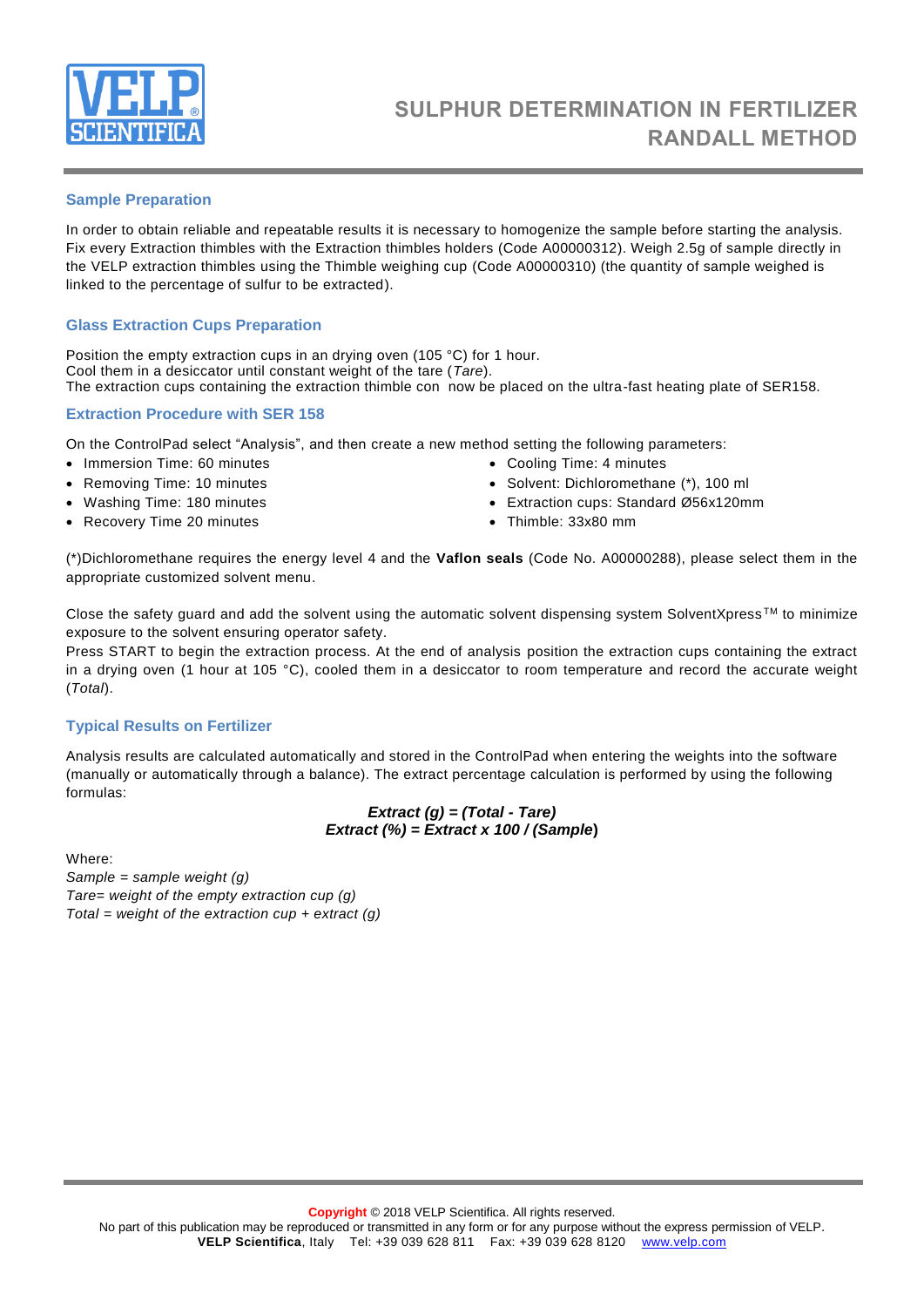# SULPHUR DETERMINATION IN FERTILIZER RANDALL METHOD

## Sample Preparation

In order to obtain reliable and repeatable results it is necessary to homogenize the sample before starting the analysis. Fix every Extraction thimbles with the Extraction thimbles holders (Code A00000312). Weigh 2.5g of sample directly in the VELP extraction thimbles using the Thimble weighing cup (Code A00000310) (the quantity of sample weighed is linked to the percentage of sulfur to be extracted).

## Glass Extraction Cups Preparation

Position the empty extraction cups in an drying oven (105 °C) for 1 hour.
Cool them in a desiccator until constant weight of the tare (*Tare*).
The extraction cups containing the extraction thimble con now be placed on the ultra-fast heating plate of SER158.

## Extraction Procedure with SER 158

On the ControlPad select "Analysis", and then create a new method setting the following parameters:

- Immersion Time: 60 minutes
- Removing Time: 10 minutes
- Washing Time: 180 minutes
- Recovery Time 20 minutes
- Cooling Time: 4 minutes
- Solvent: Dichloromethane (*), 100 ml
- Extraction cups: Standard Ø56x120mm
- Thimble: 33x80 mm

(*)Dichloromethane requires the energy level 4 and the **Vaflon seals** (Code No. A00000288), please select them in the appropriate customized solvent menu.

Close the safety guard and add the solvent using the automatic solvent dispensing system SolventXpress™ to minimize exposure to the solvent ensuring operator safety.
Press START to begin the extraction process. At the end of analysis position the extraction cups containing the extract in a drying oven (1 hour at 105 °C), cooled them in a desiccator to room temperature and record the accurate weight (*Total*).

## Typical Results on Fertilizer

Analysis results are calculated automatically and stored in the ControlPad when entering the weights into the software (manually or automatically through a balance). The extract percentage calculation is performed by using the following formulas:

$$\text{Extract (g)} = (\text{Total} - \text{Tare})$$
$$\text{Extract (\%)} = \text{Extract} \times 100 / (\text{Sample})$$

Where:
*Sample = sample weight (g)*
*Tare= weight of the empty extraction cup (g)*
*Total = weight of the extraction cup + extract (g)*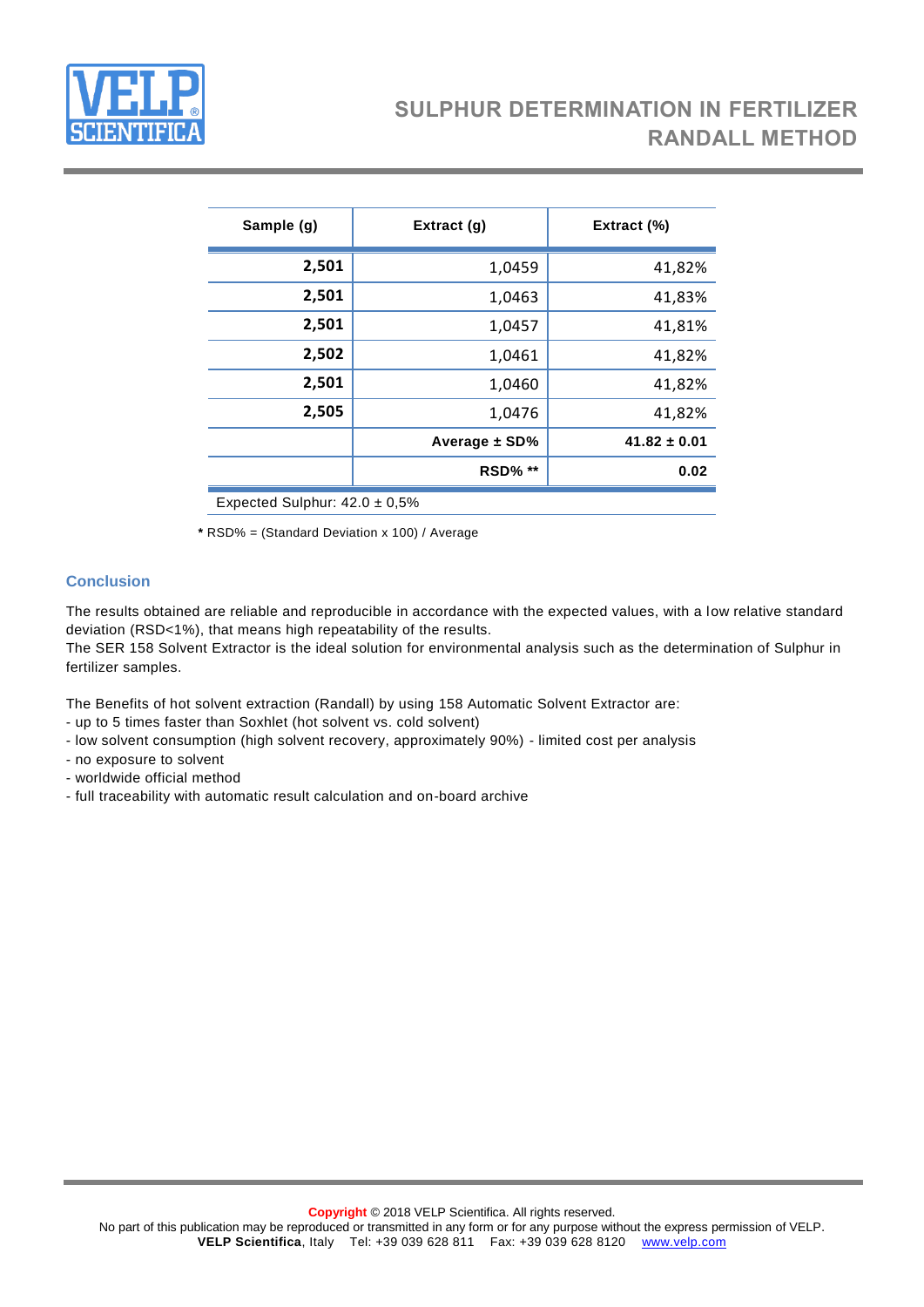| Sample (g) | Extract (g) | Extract (%) |
|---|---|---|
| **2,501** | 1,0459 | 41,82% |
| **2,501** | 1,0463 | 41,83% |
| **2,501** | 1,0457 | 41,81% |
| **2,502** | 1,0461 | 41,82% |
| **2,501** | 1,0460 | 41,82% |
| **2,505** | 1,0476 | 41,82% |
| | **Average ± SD%** | **41.82 ± 0.01** |
| | **RSD% \*\*** | **0.02** |

Expected Sulphur: 42.0 ± 0,5%

**\*** RSD% = (Standard Deviation x 100) / Average

### Conclusion

The results obtained are reliable and reproducible in accordance with the expected values, with a low relative standard deviation (RSD<1%), that means high repeatability of the results.
The SER 158 Solvent Extractor is the ideal solution for environmental analysis such as the determination of Sulphur in fertilizer samples.

The Benefits of hot solvent extraction (Randall) by using 158 Automatic Solvent Extractor are:

- up to 5 times faster than Soxhlet (hot solvent vs. cold solvent)
- low solvent consumption (high solvent recovery, approximately 90%) - limited cost per analysis
- no exposure to solvent
- worldwide official method
- full traceability with automatic result calculation and on-board archive